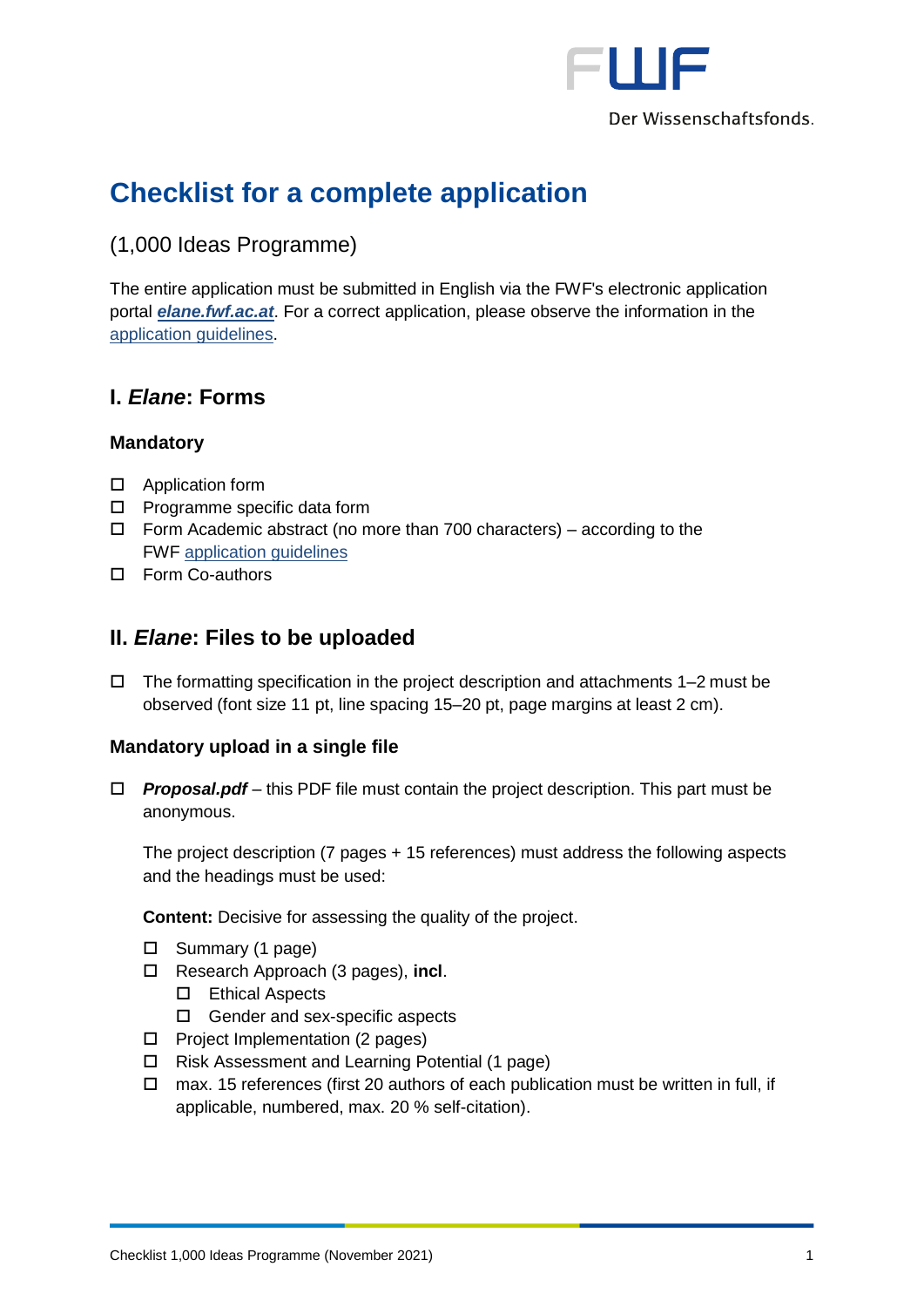# Checklist for a complete application

(1,000 Ideas Programme)

The entire application must be submitted in English via the FWF's electronic application portal ***elane.fwf.ac.at***. For a correct application, please observe the information in the application guidelines.

## I. *Elane*: Forms

### Mandatory

- ☐ Application form
- ☐ Programme specific data form
- ☐ Form Academic abstract (no more than 700 characters) – according to the FWF application guidelines
- ☐ Form Co-authors

## II. *Elane*: Files to be uploaded

- ☐ The formatting specification in the project description and attachments 1–2 must be observed (font size 11 pt, line spacing 15–20 pt, page margins at least 2 cm).

### Mandatory upload in a single file

- ☐ ***Proposal.pdf*** – this PDF file must contain the project description. This part must be anonymous.

  The project description (7 pages + 15 references) must address the following aspects and the headings must be used:

  **Content:** Decisive for assessing the quality of the project.

  - ☐ Summary (1 page)
  - ☐ Research Approach (3 pages), **incl**.
    - ☐ Ethical Aspects
    - ☐ Gender and sex-specific aspects
  - ☐ Project Implementation (2 pages)
  - ☐ Risk Assessment and Learning Potential (1 page)
  - ☐ max. 15 references (first 20 authors of each publication must be written in full, if applicable, numbered, max. 20 % self-citation).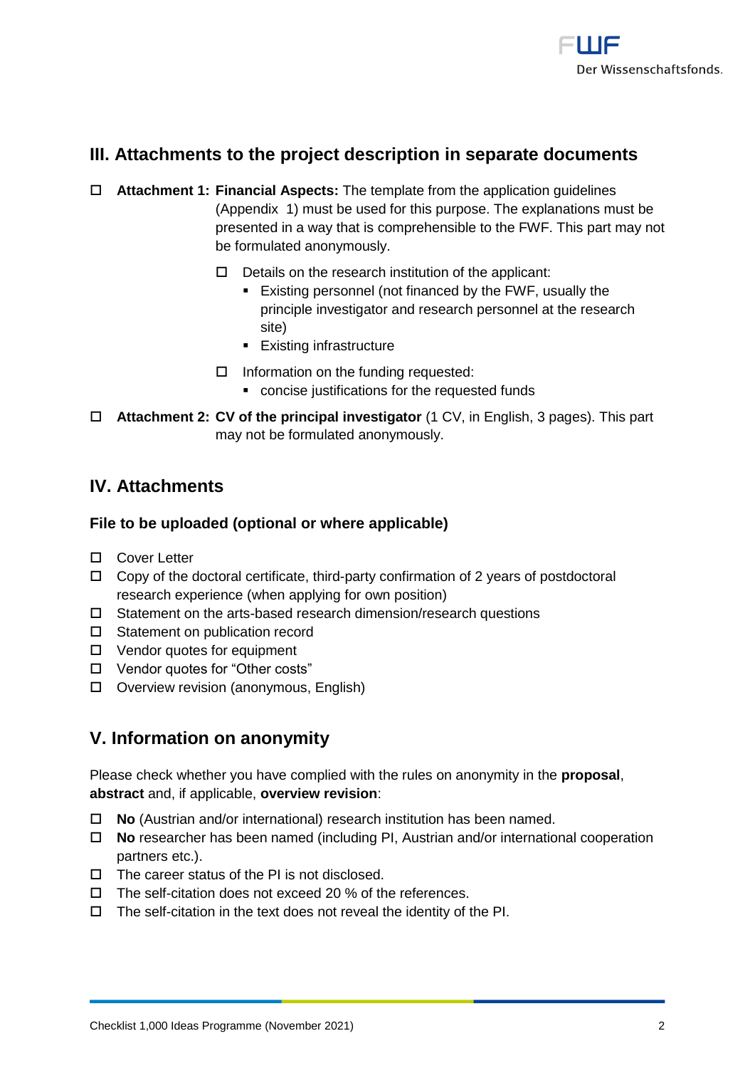## III. Attachments to the project description in separate documents

- ☐ **Attachment 1: Financial Aspects:** The template from the application guidelines (Appendix 1) must be used for this purpose. The explanations must be presented in a way that is comprehensible to the FWF. This part may not be formulated anonymously.
  - ☐ Details on the research institution of the applicant:
    - Existing personnel (not financed by the FWF, usually the principle investigator and research personnel at the research site)
    - Existing infrastructure
  - ☐ Information on the funding requested:
    - concise justifications for the requested funds
- ☐ **Attachment 2: CV of the principal investigator** (1 CV, in English, 3 pages). This part may not be formulated anonymously.

## IV. Attachments

### File to be uploaded (optional or where applicable)

- ☐ Cover Letter
- ☐ Copy of the doctoral certificate, third-party confirmation of 2 years of postdoctoral research experience (when applying for own position)
- ☐ Statement on the arts-based research dimension/research questions
- ☐ Statement on publication record
- ☐ Vendor quotes for equipment
- ☐ Vendor quotes for "Other costs"
- ☐ Overview revision (anonymous, English)

## V. Information on anonymity

Please check whether you have complied with the rules on anonymity in the **proposal**, **abstract** and, if applicable, **overview revision**:

- ☐ **No** (Austrian and/or international) research institution has been named.
- ☐ **No** researcher has been named (including PI, Austrian and/or international cooperation partners etc.).
- ☐ The career status of the PI is not disclosed.
- ☐ The self-citation does not exceed 20 % of the references.
- ☐ The self-citation in the text does not reveal the identity of the PI.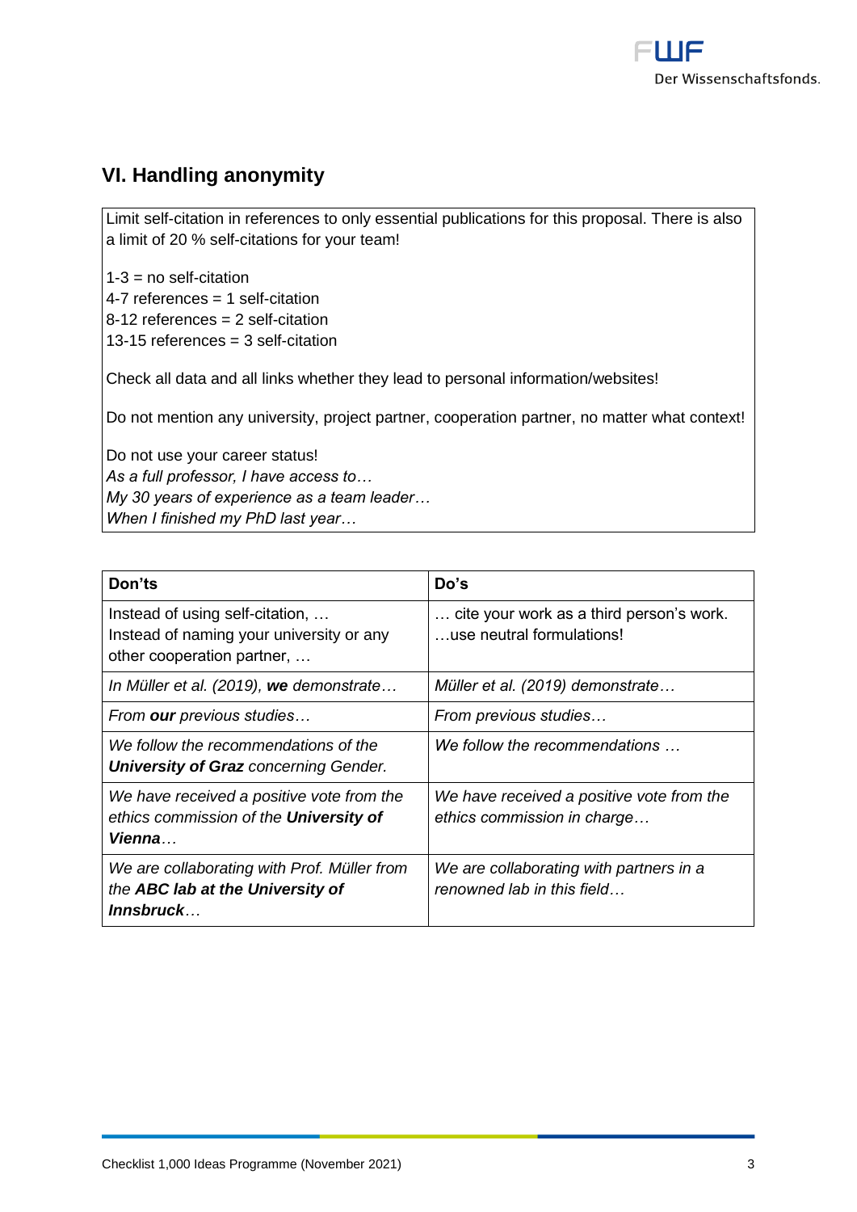## VI. Handling anonymity

Limit self-citation in references to only essential publications for this proposal. There is also a limit of 20 % self-citations for your team!

1-3 = no self-citation
4-7 references = 1 self-citation
8-12 references = 2 self-citation
13-15 references = 3 self-citation

Check all data and all links whether they lead to personal information/websites!

Do not mention any university, project partner, cooperation partner, no matter what context!

Do not use your career status!
*As a full professor, I have access to…*
*My 30 years of experience as a team leader…*
*When I finished my PhD last year…*

| Don'ts | Do's |
| --- | --- |
| Instead of using self-citation, …<br>Instead of naming your university or any other cooperation partner, … | … cite your work as a third person's work.<br>…use neutral formulations! |
| *In Müller et al. (2019), **we** demonstrate…* | *Müller et al. (2019) demonstrate…* |
| *From **our** previous studies…* | *From previous studies…* |
| *We follow the recommendations of the **University of Graz** concerning Gender.* | *We follow the recommendations …* |
| *We have received a positive vote from the ethics commission of the **University of Vienna**…* | *We have received a positive vote from the ethics commission in charge…* |
| *We are collaborating with Prof. Müller from the **ABC lab at the University of Innsbruck**…* | *We are collaborating with partners in a renowned lab in this field…* |